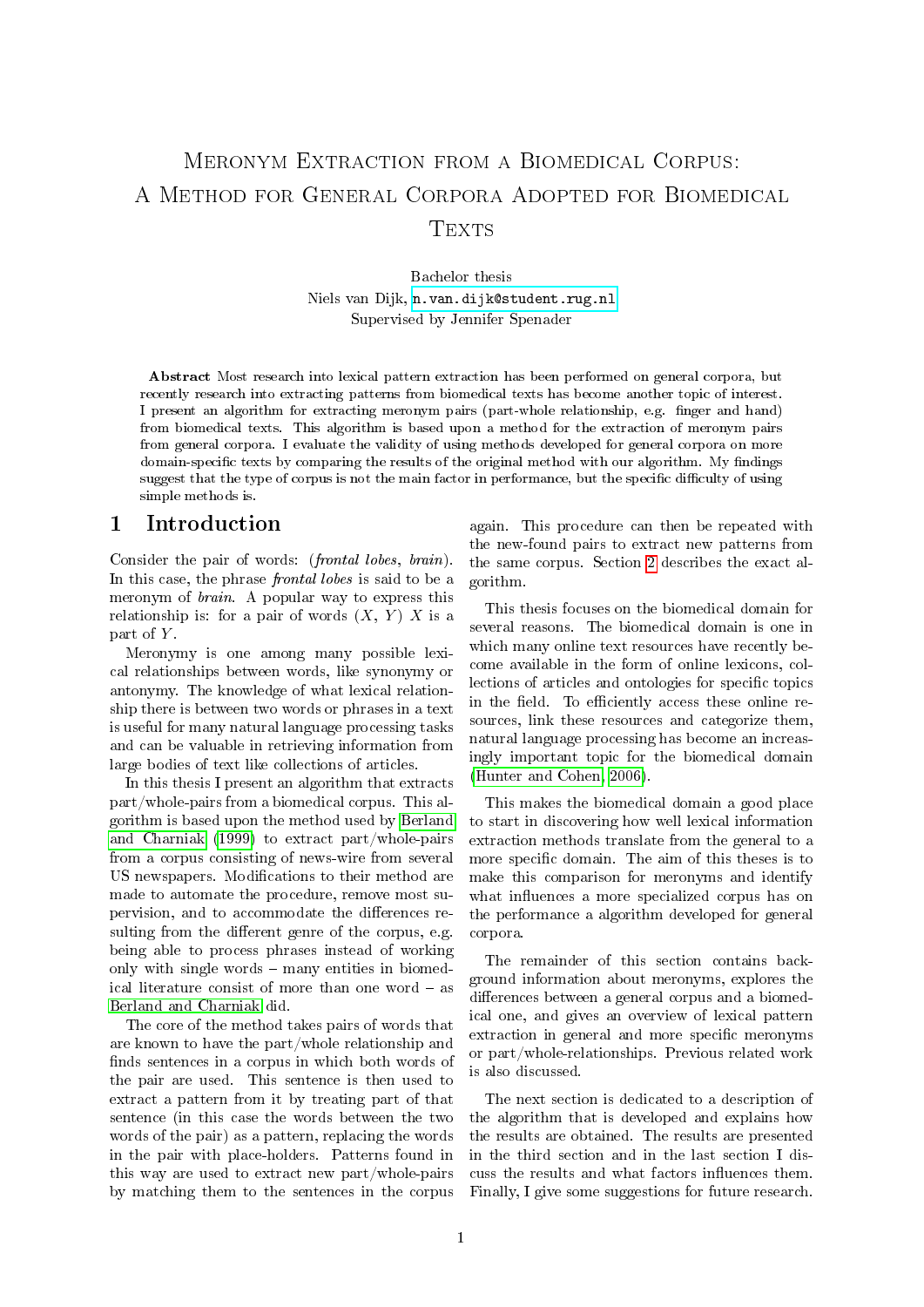# Meronym Extraction from a Biomedical Corpus: A Method for General Corpora Adopted for Biomedical Texts

Bachelor thesis
Niels van Dijk, n.van.dijk@student.rug.nl
Supervised by Jennifer Spenader

**Abstract** Most research into lexical pattern extraction has been performed on general corpora, but recently research into extracting patterns from biomedical texts has become another topic of interest. I present an algorithm for extracting meronym pairs (part-whole relationship, e.g. finger and hand) from biomedical texts. This algorithm is based upon a method for the extraction of meronym pairs from general corpora. I evaluate the validity of using methods developed for general corpora on more domain-specific texts by comparing the results of the original method with our algorithm. My findings suggest that the type of corpus is not the main factor in performance, but the specific difficulty of using simple methods is.

## 1 Introduction

Consider the pair of words: (*frontal lobes*, *brain*). In this case, the phrase *frontal lobes* is said to be a meronym of *brain*. A popular way to express this relationship is: for a pair of words $(X, Y)$ $X$ is a part of $Y$.

Meronymy is one among many possible lexical relationships between words, like synonymy or antonymy. The knowledge of what lexical relationship there is between two words or phrases in a text is useful for many natural language processing tasks and can be valuable in retrieving information from large bodies of text like collections of articles.

In this thesis I present an algorithm that extracts part/whole-pairs from a biomedical corpus. This algorithm is based upon the method used by Berland and Charniak (1999) to extract part/whole-pairs from a corpus consisting of news-wire from several US newspapers. Modifications to their method are made to automate the procedure, remove most supervision, and to accommodate the differences resulting from the different genre of the corpus, e.g. being able to process phrases instead of working only with single words – many entities in biomedical literature consist of more than one word – as Berland and Charniak did.

The core of the method takes pairs of words that are known to have the part/whole relationship and finds sentences in a corpus in which both words of the pair are used. This sentence is then used to extract a pattern from it by treating part of that sentence (in this case the words between the two words of the pair) as a pattern, replacing the words in the pair with place-holders. Patterns found in this way are used to extract new part/whole-pairs by matching them to the sentences in the corpus again. This procedure can then be repeated with the new-found pairs to extract new patterns from the same corpus. Section 2 describes the exact algorithm.

This thesis focuses on the biomedical domain for several reasons. The biomedical domain is one in which many online text resources have recently become available in the form of online lexicons, collections of articles and ontologies for specific topics in the field. To efficiently access these online resources, link these resources and categorize them, natural language processing has become an increasingly important topic for the biomedical domain (Hunter and Cohen, 2006).

This makes the biomedical domain a good place to start in discovering how well lexical information extraction methods translate from the general to a more specific domain. The aim of this theses is to make this comparison for meronyms and identify what influences a more specialized corpus has on the performance a algorithm developed for general corpora.

The remainder of this section contains background information about meronyms, explores the differences between a general corpus and a biomedical one, and gives an overview of lexical pattern extraction in general and more specific meronyms or part/whole-relationships. Previous related work is also discussed.

The next section is dedicated to a description of the algorithm that is developed and explains how the results are obtained. The results are presented in the third section and in the last section I discuss the results and what factors influence them. Finally, I give some suggestions for future research.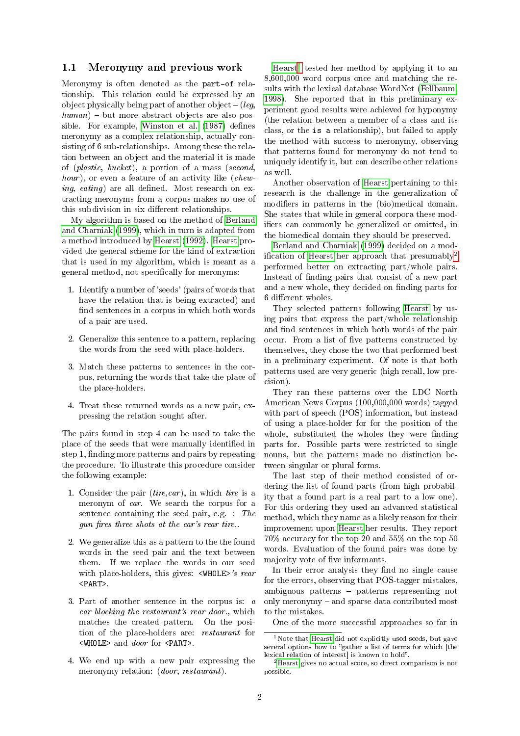### 1.1 Meronymy and previous work

Meronymy is often denoted as the `part-of` relationship. This relation could be expressed by an object physically being part of another object – (*leg*, *human*) – but more abstract objects are also possible. For example, Winston et al. (1987) defines meronymy as a complex relationship, actually consisting of 6 sub-relationships. Among these the relation between an object and the material it is made of (*plastic*, *bucket*), a portion of a mass (*second*, *hour*), or even a feature of an activity like (*chewing*, *eating*) are all defined. Most research on extracting meronyms from a corpus makes no use of this subdivision in six different relationships.

My algorithm is based on the method of Berland and Charniak (1999), which in turn is adapted from a method introduced by Hearst (1992). Hearst provided the general scheme for the kind of extraction that is used in my algorithm, which is meant as a general method, not specifically for meronyms:

1. Identify a number of 'seeds' (pairs of words that have the relation that is being extracted) and find sentences in a corpus in which both words of a pair are used.
2. Generalize this sentence to a pattern, replacing the words from the seed with place-holders.
3. Match these patterns to sentences in the corpus, returning the words that take the place of the place-holders.
4. Treat these returned words as a new pair, expressing the relation sought after.

The pairs found in step 4 can be used to take the place of the seeds that were manually identified in step 1, finding more patterns and pairs by repeating the procedure. To illustrate this procedure consider the following example:

1. Consider the pair (*tire*,*car*), in which *tire* is a meronym of *car*. We search the corpus for a sentence containing the seed pair, e.g. : *The gun fires three shots at the car's rear tire.*.
2. We generalize this as a pattern to the the found words in the seed pair and the text between them. If we replace the words in our seed with place-holders, this gives: `<WHOLE>`*'s rear* `<PART>`.
3. Part of another sentence in the corpus is: *a car blocking the restaurant's rear door.*, which matches the created pattern. On the position of the place-holders are: *restaurant* for `<WHOLE>` and *door* for `<PART>`.
4. We end up with a new pair expressing the meronymy relation: (*door*, *restaurant*).

Hearst[1] tested her method by applying it to an 8,600,000 word corpus once and matching the results with the lexical database WordNet (Fellbaum, 1998). She reported that in this preliminary experiment good results were achieved for hyponymy (the relation between a member of a class and its class, or the `is a` relationship), but failed to apply the method with success to meronymy, observing that patterns found for meronymy do not tend to uniquely identify it, but can describe other relations as well.

Another observation of Hearst pertaining to this research is the challenge in the generalization of modifiers in patterns in the (bio)medical domain. She states that while in general corpora these modifiers can commonly be generalized or omitted, in the biomedical domain they should be preserved.

Berland and Charniak (1999) decided on a modification of Hearst her approach that presumably[2] performed better on extracting part/whole pairs. Instead of finding pairs that consist of a new part and a new whole, they decided on finding parts for 6 different wholes.

They selected patterns following Hearst by using pairs that express the part/whole relationship and find sentences in which both words of the pair occur. From a list of five patterns constructed by themselves, they chose the two that performed best in a preliminary experiment. Of note is that both patterns used are very generic (high recall, low precision).

They ran these patterns over the LDC North American News Corpus (100,000,000 words) tagged with part of speech (POS) information, but instead of using a place-holder for for the position of the whole, substituted the wholes they were finding parts for. Possible parts were restricted to single nouns, but the patterns made no distinction between singular or plural forms.

The last step of their method consisted of ordering the list of found parts (from high probability that a found part is a real part to a low one). For this ordering they used an advanced statistical method, which they name as a likely reason for their improvement upon Hearst her results. They report 70% accuracy for the top 20 and 55% on the top 50 words. Evaluation of the found pairs was done by majority vote of five informants.

In their error analysis they find no single cause for the errors, observing that POS-tagger mistakes, ambiguous patterns – patterns representing not only meronymy – and sparse data contributed most to the mistakes.

One of the more successful approaches so far in

---

[1] Note that Hearst did not explicitly used seeds, but gave several options how to "gather a list of terms for which [the lexical relation of interest] is known to hold".

[2] Hearst gives no actual score, so direct comparison is not possible.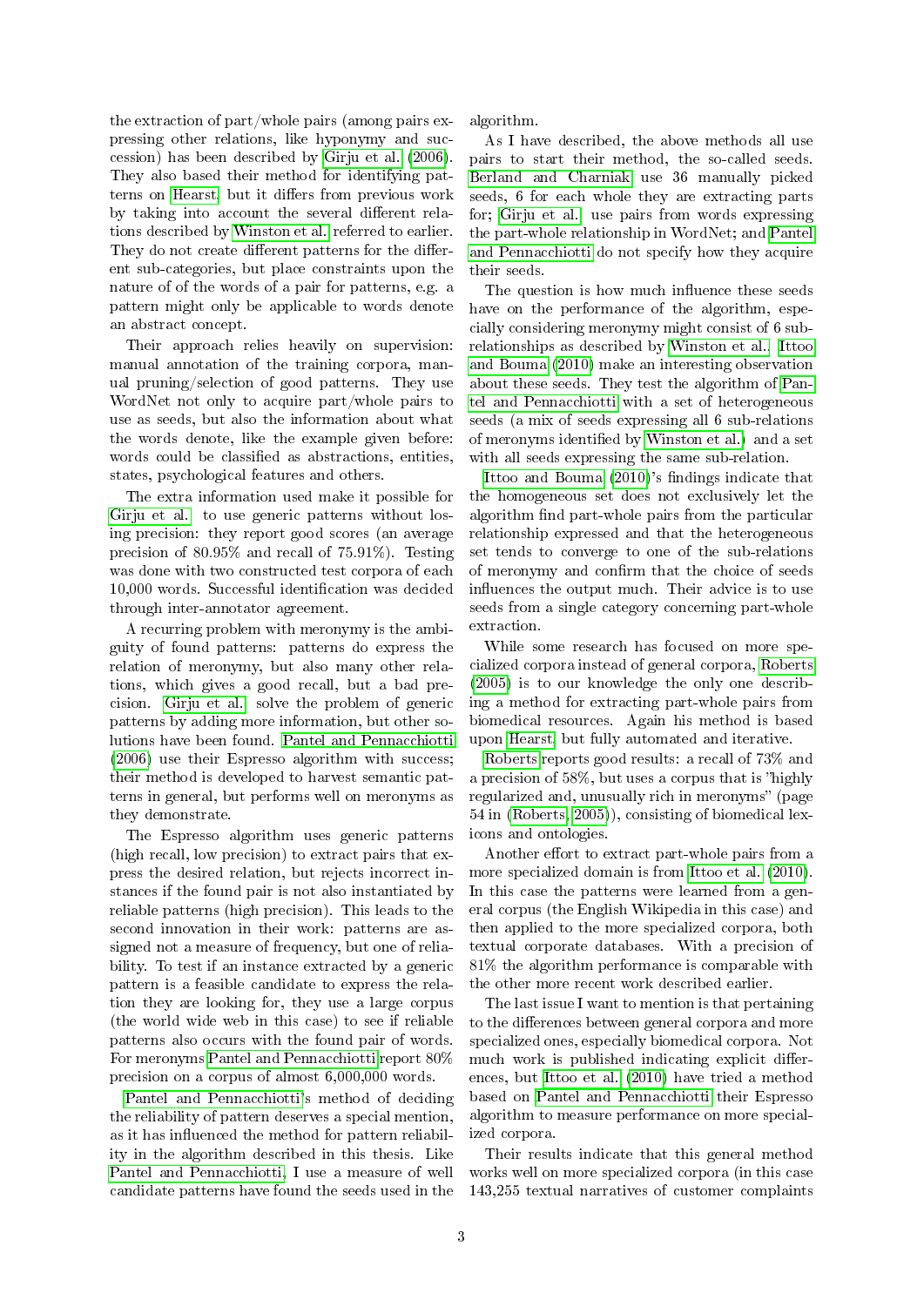the extraction of part/whole pairs (among pairs expressing other relations, like hyponymy and succession) has been described by Girju et al. (2006). They also based their method for identifying patterns on Hearst, but it differs from previous work by taking into account the several different relations described by Winston et al. referred to earlier. They do not create different patterns for the different sub-categories, but place constraints upon the nature of of the words of a pair for patterns, e.g. a pattern might only be applicable to words denote an abstract concept.

Their approach relies heavily on supervision: manual annotation of the training corpora, manual pruning/selection of good patterns. They use WordNet not only to acquire part/whole pairs to use as seeds, but also the information about what the words denote, like the example given before: words could be classified as abstractions, entities, states, psychological features and others.

The extra information used make it possible for Girju et al. to use generic patterns without losing precision: they report good scores (an average precision of 80.95% and recall of 75.91%). Testing was done with two constructed test corpora of each 10,000 words. Successful identification was decided through inter-annotator agreement.

A recurring problem with meronymy is the ambiguity of found patterns: patterns do express the relation of meronymy, but also many other relations, which gives a good recall, but a bad precision. Girju et al. solve the problem of generic patterns by adding more information, but other solutions have been found. Pantel and Pennacchiotti (2006) use their Espresso algorithm with success; their method is developed to harvest semantic patterns in general, but performs well on meronyms as they demonstrate.

The Espresso algorithm uses generic patterns (high recall, low precision) to extract pairs that express the desired relation, but rejects incorrect instances if the found pair is not also instantiated by reliable patterns (high precision). This leads to the second innovation in their work: patterns are assigned not a measure of frequency, but one of reliability. To test if an instance extracted by a generic pattern is a feasible candidate to express the relation they are looking for, they use a large corpus (the world wide web in this case) to see if reliable patterns also occurs with the found pair of words. For meronyms Pantel and Pennacchiotti report 80% precision on a corpus of almost 6,000,000 words.

Pantel and Pennacchiotti's method of deciding the reliability of pattern deserves a special mention, as it has influenced the method for pattern reliability in the algorithm described in this thesis. Like Pantel and Pennacchiotti, I use a measure of well candidate patterns have found the seeds used in the algorithm.

As I have described, the above methods all use pairs to start their method, the so-called seeds. Berland and Charniak use 36 manually picked seeds, 6 for each whole they are extracting parts for; Girju et al. use pairs from words expressing the part-whole relationship in WordNet; and Pantel and Pennacchiotti do not specify how they acquire their seeds.

The question is how much influence these seeds have on the performance of the algorithm, especially considering meronymy might consist of 6 sub-relationships as described by Winston et al.. Ittoo and Bouma (2010) make an interesting observation about these seeds. They test the algorithm of Pantel and Pennacchiotti with a set of heterogeneous seeds (a mix of seeds expressing all 6 sub-relations of meronyms identified by Winston et al.) and a set with all seeds expressing the same sub-relation.

Ittoo and Bouma (2010)'s findings indicate that the homogeneous set does not exclusively let the algorithm find part-whole pairs from the particular relationship expressed and that the heterogeneous set tends to converge to one of the sub-relations of meronymy and confirm that the choice of seeds influences the output much. Their advice is to use seeds from a single category concerning part-whole extraction.

While some research has focused on more specialized corpora instead of general corpora, Roberts (2005) is to our knowledge the only one describing a method for extracting part-whole pairs from biomedical resources. Again his method is based upon Hearst, but fully automated and iterative.

Roberts reports good results: a recall of 73% and a precision of 58%, but uses a corpus that is "highly regularized and, unusually rich in meronyms" (page 54 in (Roberts, 2005)), consisting of biomedical lexicons and ontologies.

Another effort to extract part-whole pairs from a more specialized domain is from Ittoo et al. (2010). In this case the patterns were learned from a general corpus (the English Wikipedia in this case) and then applied to the more specialized corpora, both textual corporate databases. With a precision of 81% the algorithm performance is comparable with the other more recent work described earlier.

The last issue I want to mention is that pertaining to the differences between general corpora and more specialized ones, especially biomedical corpora. Not much work is published indicating explicit differences, but Ittoo et al. (2010) have tried a method based on Pantel and Pennacchiotti their Espresso algorithm to measure performance on more specialized corpora.

Their results indicate that this general method works well on more specialized corpora (in this case 143,255 textual narratives of customer complaints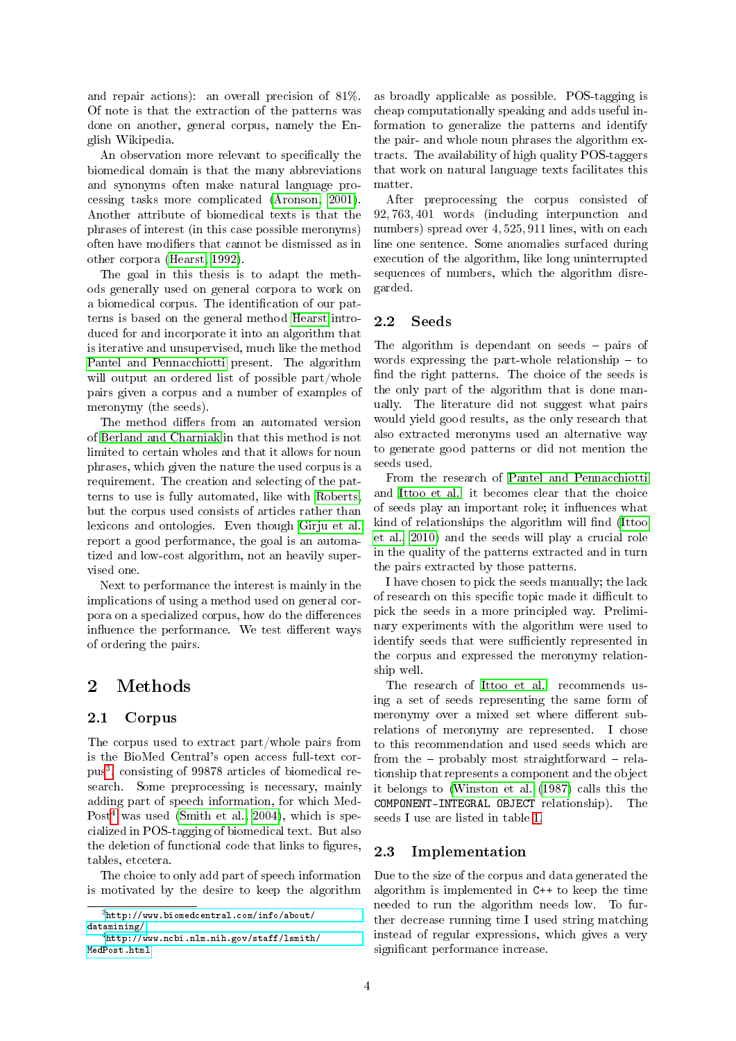and repair actions): an overall precision of 81%. Of note is that the extraction of the patterns was done on another, general corpus, namely the English Wikipedia.

An observation more relevant to specifically the biomedical domain is that the many abbreviations and synonyms often make natural language processing tasks more complicated (Aronson, 2001). Another attribute of biomedical texts is that the phrases of interest (in this case possible meronyms) often have modifiers that cannot be dismissed as in other corpora (Hearst, 1992).

The goal in this thesis is to adapt the methods generally used on general corpora to work on a biomedical corpus. The identification of our patterns is based on the general method Hearst introduced for and incorporate it into an algorithm that is iterative and unsupervised, much like the method Pantel and Pennacchiotti present. The algorithm will output an ordered list of possible part/whole pairs given a corpus and a number of examples of meronymy (the seeds).

The method differs from an automated version of Berland and Charniak in that this method is not limited to certain wholes and that it allows for noun phrases, which given the nature the used corpus is a requirement. The creation and selecting of the patterns to use is fully automated, like with Roberts, but the corpus used consists of articles rather than lexicons and ontologies. Even though Girju et al. report a good performance, the goal is an automatized and low-cost algorithm, not an heavily supervised one.

Next to performance the interest is mainly in the implications of using a method used on general corpora on a specialized corpus, how do the differences influence the performance. We test different ways of ordering the pairs.

# 2 Methods

## 2.1 Corpus

The corpus used to extract part/whole pairs from is the BioMed Central's open access full-text corpus[3], consisting of 99878 articles of biomedical research. Some preprocessing is necessary, mainly adding part of speech information, for which MedPost[4] was used (Smith et al., 2004), which is specialized in POS-tagging of biomedical text. But also the deletion of functional code that links to figures, tables, etcetera.

The choice to only add part of speech information is motivated by the desire to keep the algorithm as broadly applicable as possible. POS-tagging is cheap computationally speaking and adds useful information to generalize the patterns and identify the pair- and whole noun phrases the algorithm extracts. The availability of high quality POS-taggers that work on natural language texts facilitates this matter.

After preprocessing the corpus consisted of 92,763,401 words (including interpunction and numbers) spread over 4,525,911 lines, with on each line one sentence. Some anomalies surfaced during execution of the algorithm, like long uninterrupted sequences of numbers, which the algorithm disregarded.

## 2.2 Seeds

The algorithm is dependant on seeds – pairs of words expressing the part-whole relationship – to find the right patterns. The choice of the seeds is the only part of the algorithm that is done manually. The literature did not suggest what pairs would yield good results, as the only research that also extracted meronyms used an alternative way to generate good patterns or did not mention the seeds used.

From the research of Pantel and Pennacchiotti and Ittoo et al. it becomes clear that the choice of seeds play an important role; it influences what kind of relationships the algorithm will find (Ittoo et al., 2010) and the seeds will play a crucial role in the quality of the patterns extracted and in turn the pairs extracted by those patterns.

I have chosen to pick the seeds manually; the lack of research on this specific topic made it difficult to pick the seeds in a more principled way. Preliminary experiments with the algorithm were used to identify seeds that were sufficiently represented in the corpus and expressed the meronymy relationship well.

The research of Ittoo et al. recommends using a set of seeds representing the same form of meronymy over a mixed set where different subrelations of meronymy are represented. I chose to this recommendation and used seeds which are from the – probably most straightforward – relationship that represents a component and the object it belongs to (Winston et al. (1987) calls this the `COMPONENT-INTEGRAL OBJECT` relationship). The seeds I use are listed in table 1.

## 2.3 Implementation

Due to the size of the corpus and data generated the algorithm is implemented in `C++` to keep the time needed to run the algorithm needs low. To further decrease running time I used string matching instead of regular expressions, which gives a very significant performance increase.

[3] http://www.biomedcentral.com/info/about/datamining/

[4] http://www.ncbi.nlm.nih.gov/staff/lsmith/MedPost.html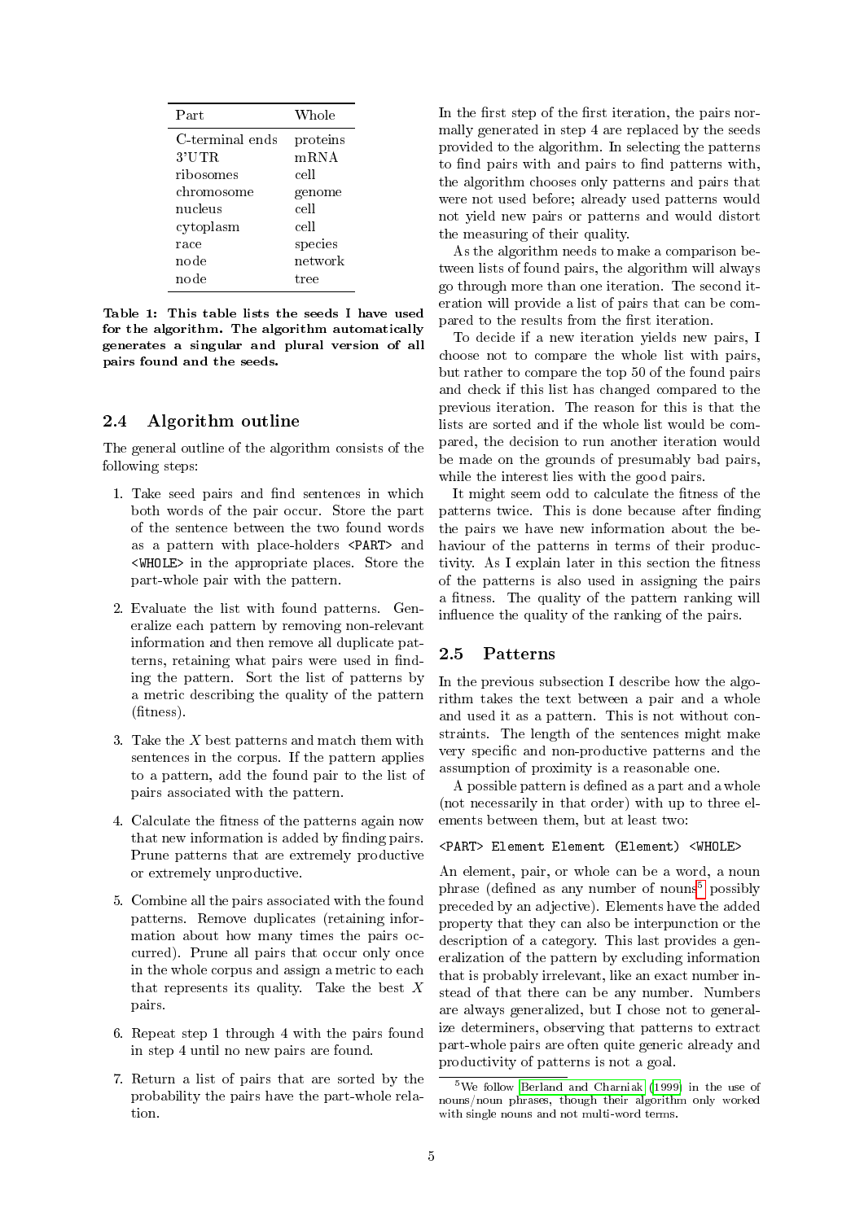| Part | Whole |
|---|---|
| C-terminal ends | proteins |
| 3'UTR | mRNA |
| ribosomes | cell |
| chromosome | genome |
| nucleus | cell |
| cytoplasm | cell |
| race | species |
| node | network |
| node | tree |

**Table 1: This table lists the seeds I have used for the algorithm. The algorithm automatically generates a singular and plural version of all pairs found and the seeds.**

## 2.4 Algorithm outline

The general outline of the algorithm consists of the following steps:

1. Take seed pairs and find sentences in which both words of the pair occur. Store the part of the sentence between the two found words as a pattern with place-holders `<PART>` and `<WHOLE>` in the appropriate places. Store the part-whole pair with the pattern.

2. Evaluate the list with found patterns. Generalize each pattern by removing non-relevant information and then remove all duplicate patterns, retaining what pairs were used in finding the pattern. Sort the list of patterns by a metric describing the quality of the pattern (fitness).

3. Take the $X$ best patterns and match them with sentences in the corpus. If the pattern applies to a pattern, add the found pair to the list of pairs associated with the pattern.

4. Calculate the fitness of the patterns again now that new information is added by finding pairs. Prune patterns that are extremely productive or extremely unproductive.

5. Combine all the pairs associated with the found patterns. Remove duplicates (retaining information about how many times the pairs occurred). Prune all pairs that occur only once in the whole corpus and assign a metric to each that represents its quality. Take the best $X$ pairs.

6. Repeat step 1 through 4 with the pairs found in step 4 until no new pairs are found.

7. Return a list of pairs that are sorted by the probability the pairs have the part-whole relation.

In the first step of the first iteration, the pairs normally generated in step 4 are replaced by the seeds provided to the algorithm. In selecting the patterns to find pairs with and pairs to find patterns with, the algorithm chooses only patterns and pairs that were not used before; already used patterns would not yield new pairs or patterns and would distort the measuring of their quality.

As the algorithm needs to make a comparison between lists of found pairs, the algorithm will always go through more than one iteration. The second iteration will provide a list of pairs that can be compared to the results from the first iteration.

To decide if a new iteration yields new pairs, I choose not to compare the whole list with pairs, but rather to compare the top 50 of the found pairs and check if this list has changed compared to the previous iteration. The reason for this is that the lists are sorted and if the whole list would be compared, the decision to run another iteration would be made on the grounds of presumably bad pairs, while the interest lies with the good pairs.

It might seem odd to calculate the fitness of the patterns twice. This is done because after finding the pairs we have new information about the behaviour of the patterns in terms of their productivity. As I explain later in this section the fitness of the patterns is also used in assigning the pairs a fitness. The quality of the pattern ranking will influence the quality of the ranking of the pairs.

## 2.5 Patterns

In the previous subsection I describe how the algorithm takes the text between a pair and a whole and used it as a pattern. This is not without constraints. The length of the sentences might make very specific and non-productive patterns and the assumption of proximity is a reasonable one.

A possible pattern is defined as a part and a whole (not necessarily in that order) with up to three elements between them, but at least two:

```
<PART> Element Element (Element) <WHOLE>
```

An element, pair, or whole can be a word, a noun phrase (defined as any number of nouns[5] possibly preceded by an adjective). Elements have the added property that they can also be interpunction or the description of a category. This last provides a generalization of the pattern by excluding information that is probably irrelevant, like an exact number instead of that there can be any number. Numbers are always generalized, but I chose not to generalize determiners, observing that patterns to extract part-whole pairs are often quite generic already and productivity of patterns is not a goal.

[5] We follow Berland and Charniak (1999) in the use of nouns/noun phrases, though their algorithm only worked with single nouns and not multi-word terms.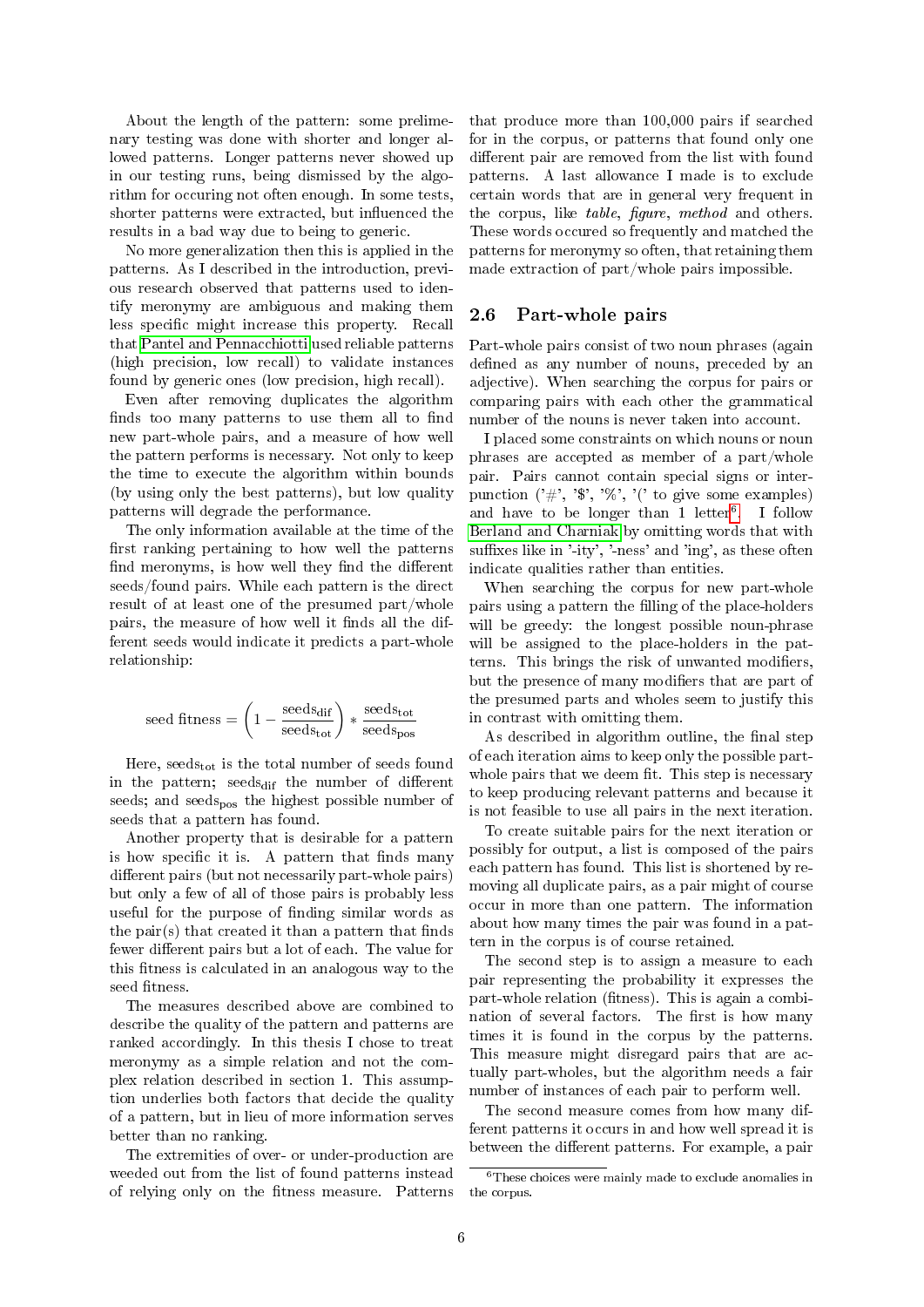About the length of the pattern: some preleminary testing was done with shorter and longer allowed patterns. Longer patterns never showed up in our testing runs, being dismissed by the algorithm for occuring not often enough. In some tests, shorter patterns were extracted, but influenced the results in a bad way due to being to generic.

No more generalization then this is applied in the patterns. As I described in the introduction, previous research observed that patterns used to identify meronymy are ambiguous and making them less specific might increase this property. Recall that Pantel and Pennacchiotti used reliable patterns (high precision, low recall) to validate instances found by generic ones (low precision, high recall).

Even after removing duplicates the algorithm finds too many patterns to use them all to find new part-whole pairs, and a measure of how well the pattern performs is necessary. Not only to keep the time to execute the algorithm within bounds (by using only the best patterns), but low quality patterns will degrade the performance.

The only information available at the time of the first ranking pertaining to how well the patterns find meronyms, is how well they find the different seeds/found pairs. While each pattern is the direct result of at least one of the presumed part/whole pairs, the measure of how well it finds all the different seeds would indicate it predicts a part-whole relationship:

$$\text{seed fitness} = \left(1 - \frac{\text{seeds}_{\text{dif}}}{\text{seeds}_{\text{tot}}}\right) * \frac{\text{seeds}_{\text{tot}}}{\text{seeds}_{\text{pos}}}$$

Here, $\text{seeds}_{\text{tot}}$ is the total number of seeds found in the pattern; $\text{seeds}_{\text{dif}}$ the number of different seeds; and $\text{seeds}_{\text{pos}}$ the highest possible number of seeds that a pattern has found.

Another property that is desirable for a pattern is how specific it is. A pattern that finds many different pairs (but not necessarily part-whole pairs) but only a few of all of those pairs is probably less useful for the purpose of finding similar words as the pair(s) that created it than a pattern that finds fewer different pairs but a lot of each. The value for this fitness is calculated in an analogous way to the seed fitness.

The measures described above are combined to describe the quality of the pattern and patterns are ranked accordingly. In this thesis I chose to treat meronymy as a simple relation and not the complex relation described in section 1. This assumption underlies both factors that decide the quality of a pattern, but in lieu of more information serves better than no ranking.

The extremities of over- or under-production are weeded out from the list of found patterns instead of relying only on the fitness measure. Patterns that produce more than 100,000 pairs if searched for in the corpus, or patterns that found only one different pair are removed from the list with found patterns. A last allowance I made is to exclude certain words that are in general very frequent in the corpus, like *table*, *figure*, *method* and others. These words occured so frequently and matched the patterns for meronymy so often, that retaining them made extraction of part/whole pairs impossible.

## 2.6 Part-whole pairs

Part-whole pairs consist of two noun phrases (again defined as any number of nouns, preceded by an adjective). When searching the corpus for pairs or comparing pairs with each other the grammatical number of the nouns is never taken into account.

I placed some constraints on which nouns or noun phrases are accepted as member of a part/whole pair. Pairs cannot contain special signs or interpunction ('#', '$', '%', '(' to give some examples) and have to be longer than 1 letter[6]. I follow Berland and Charniak by omitting words that with suffixes like in '-ity', '-ness' and 'ing', as these often indicate qualities rather than entities.

When searching the corpus for new part-whole pairs using a pattern the filling of the place-holders will be greedy: the longest possible noun-phrase will be assigned to the place-holders in the patterns. This brings the risk of unwanted modifiers, but the presence of many modifiers that are part of the presumed parts and wholes seem to justify this in contrast with omitting them.

As described in algorithm outline, the final step of each iteration aims to keep only the possible part-whole pairs that we deem fit. This step is necessary to keep producing relevant patterns and because it is not feasible to use all pairs in the next iteration.

To create suitable pairs for the next iteration or possibly for output, a list is composed of the pairs each pattern has found. This list is shortened by removing all duplicate pairs, as a pair might of course occur in more than one pattern. The information about how many times the pair was found in a pattern in the corpus is of course retained.

The second step is to assign a measure to each pair representing the probability it expresses the part-whole relation (fitness). This is again a combination of several factors. The first is how many times it is found in the corpus by the patterns. This measure might disregard pairs that are actually part-wholes, but the algorithm needs a fair number of instances of each pair to perform well.

The second measure comes from how many different patterns it occurs in and how well spread it is between the different patterns. For example, a pair

[6] These choices were mainly made to exclude anomalies in the corpus.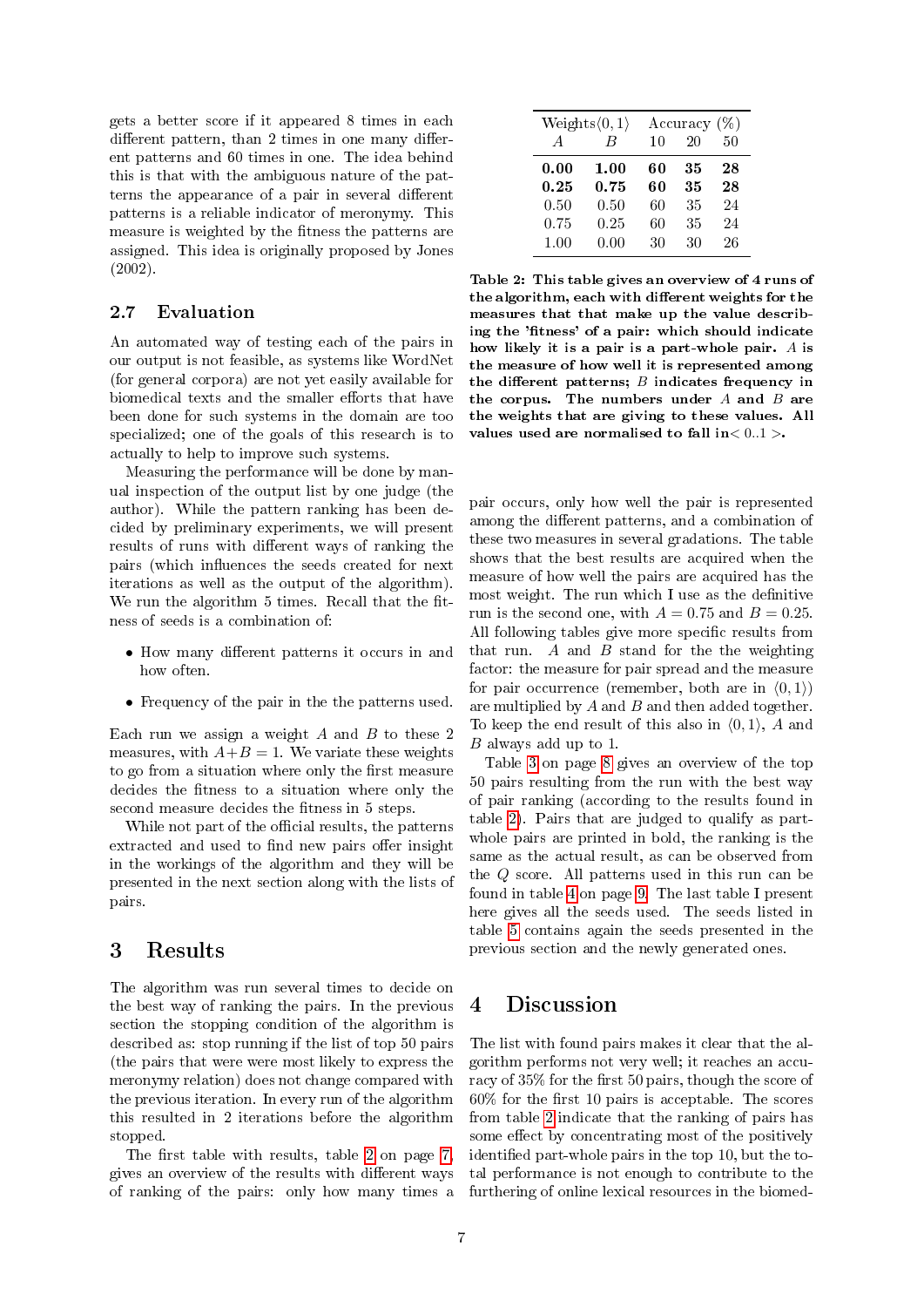gets a better score if it appeared 8 times in each different pattern, than 2 times in one many different patterns and 60 times in one. The idea behind this is that with the ambiguous nature of the patterns the appearance of a pair in several different patterns is a reliable indicator of meronymy. This measure is weighted by the fitness the patterns are assigned. This idea is originally proposed by Jones (2002).

## 2.7 Evaluation

An automated way of testing each of the pairs in our output is not feasible, as systems like WordNet (for general corpora) are not yet easily available for biomedical texts and the smaller efforts that have been done for such systems in the domain are too specialized; one of the goals of this research is to actually to help to improve such systems.

Measuring the performance will be done by manual inspection of the output list by one judge (the author). While the pattern ranking has been decided by preliminary experiments, we will present results of runs with different ways of ranking the pairs (which influences the seeds created for next iterations as well as the output of the algorithm). We run the algorithm 5 times. Recall that the fitness of seeds is a combination of:

- How many different patterns it occurs in and how often.
- Frequency of the pair in the the patterns used.

Each run we assign a weight $A$ and $B$ to these 2 measures, with $A+B=1$. We variate these weights to go from a situation where only the first measure decides the fitness to a situation where only the second measure decides the fitness in 5 steps.

While not part of the official results, the patterns extracted and used to find new pairs offer insight in the workings of the algorithm and they will be presented in the next section along with the lists of pairs.

# 3 Results

The algorithm was run several times to decide on the best way of ranking the pairs. In the previous section the stopping condition of the algorithm is described as: stop running if the list of top 50 pairs (the pairs that were were most likely to express the meronymy relation) does not change compared with the previous iteration. In every run of the algorithm this resulted in 2 iterations before the algorithm stopped.

The first table with results, table 2 on page 7, gives an overview of the results with different ways of ranking of the pairs: only how many times a pair occurs, only how well the pair is represented among the different patterns, and a combination of these two measures in several gradations. The table shows that the best results are acquired when the measure of how well the pairs are acquired has the most weight. The run which I use as the definitive run is the second one, with $A=0.75$ and $B=0.25$. All following tables give more specific results from that run. $A$ and $B$ stand for the the weighting factor: the measure for pair spread and the measure for pair occurrence (remember, both are in $\langle 0,1\rangle$) are multiplied by $A$ and $B$ and then added together. To keep the end result of this also in $\langle 0,1\rangle$, $A$ and $B$ always add up to 1.

Table 3 on page 8 gives an overview of the top 50 pairs resulting from the run with the best way of pair ranking (according to the results found in table 2). Pairs that are judged to qualify as part-whole pairs are printed in bold, the ranking is the same as the actual result, as can be observed from the $Q$ score. All patterns used in this run can be found in table 4 on page 9. The last table I present here gives all the seeds used. The seeds listed in table 5 contains again the seeds presented in the previous section and the newly generated ones.

| Weights$\langle 0,1\rangle$ | | Accuracy (%) | | |
|---|---|---|---|---|
| $A$ | $B$ | 10 | 20 | 50 |
| **0.00** | **1.00** | **60** | **35** | **28** |
| **0.25** | **0.75** | **60** | **35** | **28** |
| 0.50 | 0.50 | 60 | 35 | 24 |
| 0.75 | 0.25 | 60 | 35 | 24 |
| 1.00 | 0.00 | 30 | 30 | 26 |

**Table 2: This table gives an overview of 4 runs of the algorithm, each with different weights for the measures that that make up the value describing the 'fitness' of a pair: which should indicate how likely it is a pair is a part-whole pair. $A$ is the measure of how well it is represented among the different patterns; $B$ indicates frequency in the corpus. The numbers under $A$ and $B$ are the weights that are giving to these values. All values used are normalised to fall in$< 0..1 >$.**

# 4 Discussion

The list with found pairs makes it clear that the algorithm performs not very well; it reaches an accuracy of 35% for the first 50 pairs, though the score of 60% for the first 10 pairs is acceptable. The scores from table 2 indicate that the ranking of pairs has some effect by concentrating most of the positively identified part-whole pairs in the top 10, but the total performance is not enough to contribute to the furthering of online lexical resources in the biomed-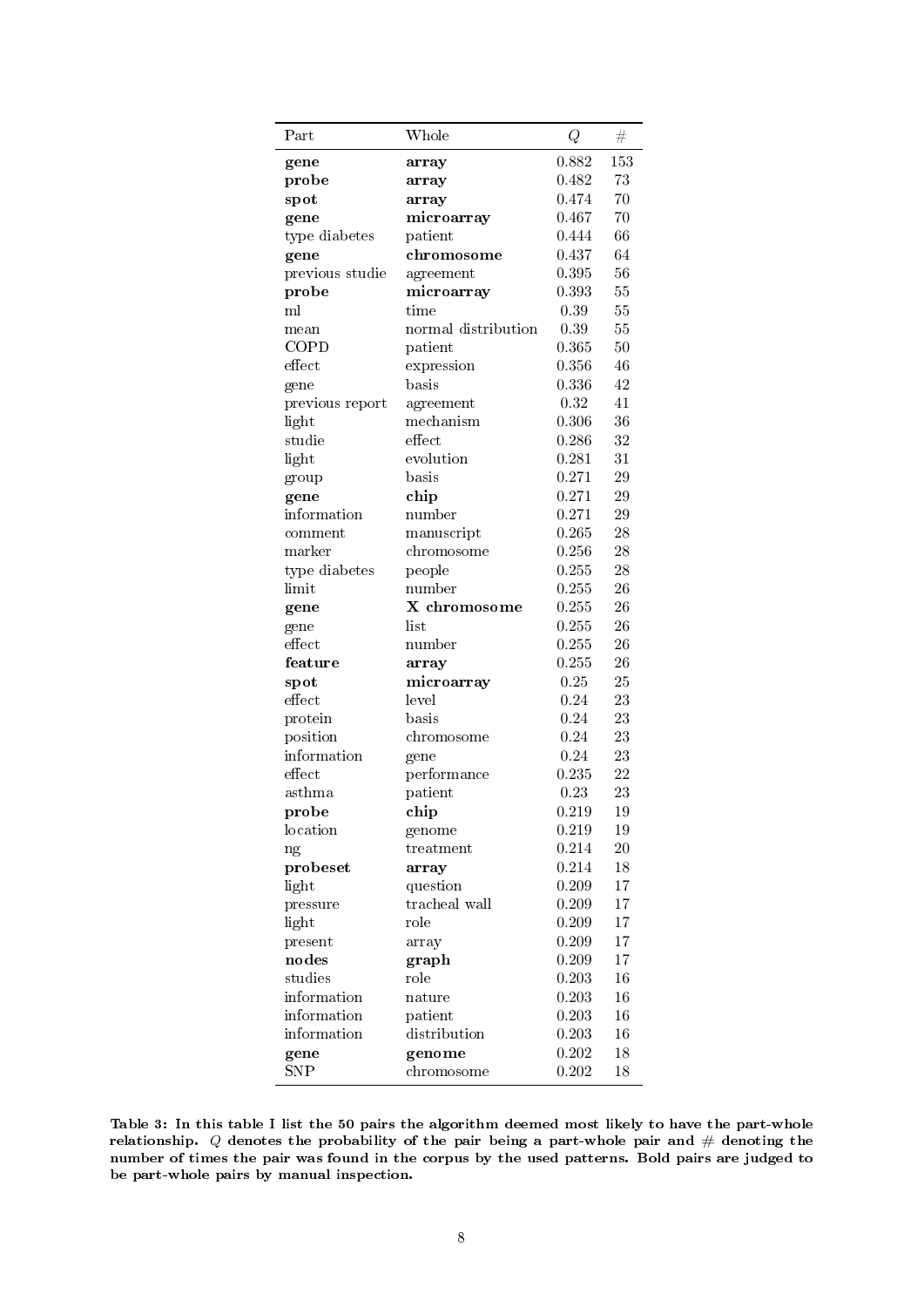| Part | Whole | $Q$ | # |
|---|---|---|---|
| **gene** | **array** | 0.882 | 153 |
| **probe** | **array** | 0.482 | 73 |
| **spot** | **array** | 0.474 | 70 |
| **gene** | **microarray** | 0.467 | 70 |
| type diabetes | patient | 0.444 | 66 |
| **gene** | **chromosome** | 0.437 | 64 |
| previous studie | agreement | 0.395 | 56 |
| **probe** | **microarray** | 0.393 | 55 |
| ml | time | 0.39 | 55 |
| mean | normal distribution | 0.39 | 55 |
| COPD | patient | 0.365 | 50 |
| effect | expression | 0.356 | 46 |
| gene | basis | 0.336 | 42 |
| previous report | agreement | 0.32 | 41 |
| light | mechanism | 0.306 | 36 |
| studie | effect | 0.286 | 32 |
| light | evolution | 0.281 | 31 |
| group | basis | 0.271 | 29 |
| **gene** | **chip** | 0.271 | 29 |
| information | number | 0.271 | 29 |
| comment | manuscript | 0.265 | 28 |
| marker | chromosome | 0.256 | 28 |
| type diabetes | people | 0.255 | 28 |
| limit | number | 0.255 | 26 |
| **gene** | **X chromosome** | 0.255 | 26 |
| gene | list | 0.255 | 26 |
| effect | number | 0.255 | 26 |
| **feature** | **array** | 0.255 | 26 |
| **spot** | **microarray** | 0.25 | 25 |
| effect | level | 0.24 | 23 |
| protein | basis | 0.24 | 23 |
| position | chromosome | 0.24 | 23 |
| information | gene | 0.24 | 23 |
| effect | performance | 0.235 | 22 |
| asthma | patient | 0.23 | 23 |
| **probe** | **chip** | 0.219 | 19 |
| location | genome | 0.219 | 19 |
| ng | treatment | 0.214 | 20 |
| **probeset** | **array** | 0.214 | 18 |
| light | question | 0.209 | 17 |
| pressure | tracheal wall | 0.209 | 17 |
| light | role | 0.209 | 17 |
| present | array | 0.209 | 17 |
| **nodes** | **graph** | 0.209 | 17 |
| studies | role | 0.203 | 16 |
| information | nature | 0.203 | 16 |
| information | patient | 0.203 | 16 |
| information | distribution | 0.203 | 16 |
| **gene** | **genome** | 0.202 | 18 |
| SNP | chromosome | 0.202 | 18 |

**Table 3: In this table I list the 50 pairs the algorithm deemed most likely to have the part-whole relationship. $Q$ denotes the probability of the pair being a part-whole pair and # denoting the number of times the pair was found in the corpus by the used patterns. Bold pairs are judged to be part-whole pairs by manual inspection.**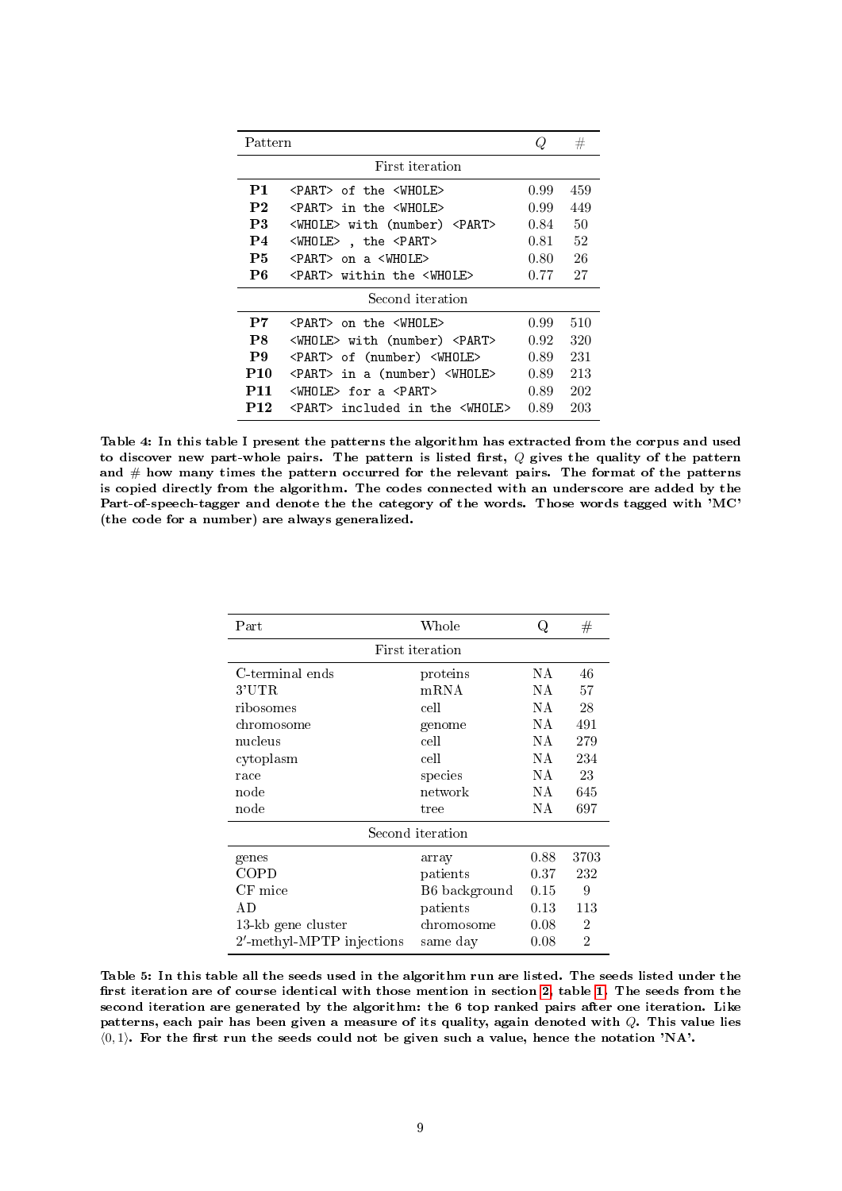| Pattern | | Q | # |
|---|---|---|---|
| | First iteration | | |
| **P1** | `<PART> of the <WHOLE>` | 0.99 | 459 |
| **P2** | `<PART> in the <WHOLE>` | 0.99 | 449 |
| **P3** | `<WHOLE> with (number) <PART>` | 0.84 | 50 |
| **P4** | `<WHOLE> , the <PART>` | 0.81 | 52 |
| **P5** | `<PART> on a <WHOLE>` | 0.80 | 26 |
| **P6** | `<PART> within the <WHOLE>` | 0.77 | 27 |
| | Second iteration | | |
| **P7** | `<PART> on the <WHOLE>` | 0.99 | 510 |
| **P8** | `<WHOLE> with (number) <PART>` | 0.92 | 320 |
| **P9** | `<PART> of (number) <WHOLE>` | 0.89 | 231 |
| **P10** | `<PART> in a (number) <WHOLE>` | 0.89 | 213 |
| **P11** | `<WHOLE> for a <PART>` | 0.89 | 202 |
| **P12** | `<PART> included in the <WHOLE>` | 0.89 | 203 |

**Table 4: In this table I present the patterns the algorithm has extracted from the corpus and used to discover new part-whole pairs. The pattern is listed first, $Q$ gives the quality of the pattern and # how many times the pattern occurred for the relevant pairs. The format of the patterns is copied directly from the algorithm. The codes connected with an underscore are added by the Part-of-speech-tagger and denote the the category of the words. Those words tagged with 'MC' (the code for a number) are always generalized.**

| Part | Whole | Q | # |
|---|---|---|---|
| | First iteration | | |
| C-terminal ends | proteins | NA | 46 |
| 3'UTR | mRNA | NA | 57 |
| ribosomes | cell | NA | 28 |
| chromosome | genome | NA | 491 |
| nucleus | cell | NA | 279 |
| cytoplasm | cell | NA | 234 |
| race | species | NA | 23 |
| node | network | NA | 645 |
| node | tree | NA | 697 |
| | Second iteration | | |
| genes | array | 0.88 | 3703 |
| COPD | patients | 0.37 | 232 |
| CF mice | B6 background | 0.15 | 9 |
| AD | patients | 0.13 | 113 |
| 13-kb gene cluster | chromosome | 0.08 | 2 |
| 2′-methyl-MPTP injections | same day | 0.08 | 2 |

**Table 5: In this table all the seeds used in the algorithm run are listed. The seeds listed under the first iteration are of course identical with those mention in section 2, table 1. The seeds from the second iteration are generated by the algorithm: the 6 top ranked pairs after one iteration. Like patterns, each pair has been given a measure of its quality, again denoted with $Q$. This value lies $\langle 0, 1 \rangle$. For the first run the seeds could not be given such a value, hence the notation 'NA'.**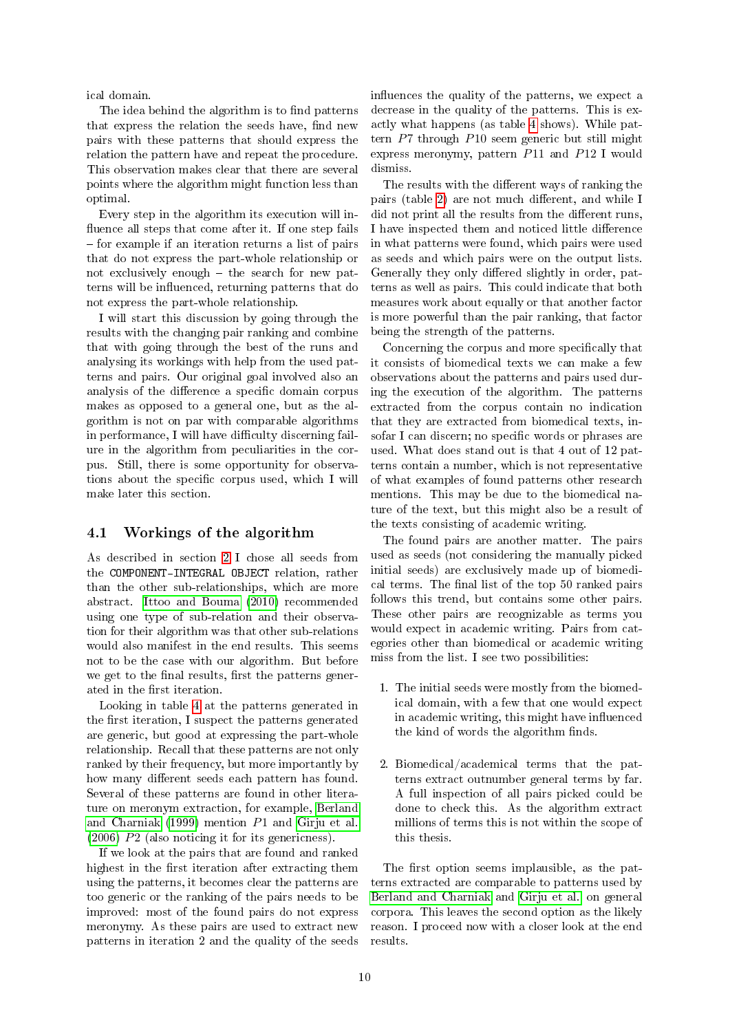ical domain.

The idea behind the algorithm is to find patterns that express the relation the seeds have, find new pairs with these patterns that should express the relation the pattern have and repeat the procedure. This observation makes clear that there are several points where the algorithm might function less than optimal.

Every step in the algorithm its execution will influence all steps that come after it. If one step fails – for example if an iteration returns a list of pairs that do not express the part-whole relationship or not exclusively enough – the search for new patterns will be influenced, returning patterns that do not express the part-whole relationship.

I will start this discussion by going through the results with the changing pair ranking and combine that with going through the best of the runs and analysing its workings with help from the used patterns and pairs. Our original goal involved also an analysis of the difference a specific domain corpus makes as opposed to a general one, but as the algorithm is not on par with comparable algorithms in performance, I will have difficulty discerning failure in the algorithm from peculiarities in the corpus. Still, there is some opportunity for observations about the specific corpus used, which I will make later this section.

## 4.1 Workings of the algorithm

As described in section 2 I chose all seeds from the `COMPONENT-INTEGRAL OBJECT` relation, rather than the other sub-relationships, which are more abstract. Ittoo and Bouma (2010) recommended using one type of sub-relation and their observation for their algorithm was that other sub-relations would also manifest in the end results. This seems not to be the case with our algorithm. But before we get to the final results, first the patterns generated in the first iteration.

Looking in table 4 at the patterns generated in the first iteration, I suspect the patterns generated are generic, but good at expressing the part-whole relationship. Recall that these patterns are not only ranked by their frequency, but more importantly by how many different seeds each pattern has found. Several of these patterns are found in other literature on meronym extraction, for example, Berland and Charniak (1999) mention $P1$ and Girju et al. (2006) $P2$ (also noticing it for its genericness).

If we look at the pairs that are found and ranked highest in the first iteration after extracting them using the patterns, it becomes clear the patterns are too generic or the ranking of the pairs needs to be improved: most of the found pairs do not express meronymy. As these pairs are used to extract new patterns in iteration 2 and the quality of the seeds influences the quality of the patterns, we expect a decrease in the quality of the patterns. This is exactly what happens (as table 4 shows). While pattern $P7$ through $P10$ seem generic but still might express meronymy, pattern $P11$ and $P12$ I would dismiss.

The results with the different ways of ranking the pairs (table 2) are not much different, and while I did not print all the results from the different runs, I have inspected them and noticed little difference in what patterns were found, which pairs were used as seeds and which pairs were on the output lists. Generally they only differed slightly in order, patterns as well as pairs. This could indicate that both measures work about equally or that another factor is more powerful than the pair ranking, that factor being the strength of the patterns.

Concerning the corpus and more specifically that it consists of biomedical texts we can make a few observations about the patterns and pairs used during the execution of the algorithm. The patterns extracted from the corpus contain no indication that they are extracted from biomedical texts, insofar I can discern; no specific words or phrases are used. What does stand out is that 4 out of 12 patterns contain a number, which is not representative of what examples of found patterns other research mentions. This may be due to the biomedical nature of the text, but this might also be a result of the texts consisting of academic writing.

The found pairs are another matter. The pairs used as seeds (not considering the manually picked initial seeds) are exclusively made up of biomedical terms. The final list of the top 50 ranked pairs follows this trend, but contains some other pairs. These other pairs are recognizable as terms you would expect in academic writing. Pairs from categories other than biomedical or academic writing miss from the list. I see two possibilities:

1. The initial seeds were mostly from the biomedical domain, with a few that one would expect in academic writing, this might have influenced the kind of words the algorithm finds.

2. Biomedical/academical terms that the patterns extract outnumber general terms by far. A full inspection of all pairs picked could be done to check this. As the algorithm extract millions of terms this is not within the scope of this thesis.

The first option seems implausible, as the patterns extracted are comparable to patterns used by Berland and Charniak and Girju et al. on general corpora. This leaves the second option as the likely reason. I proceed now with a closer look at the end results.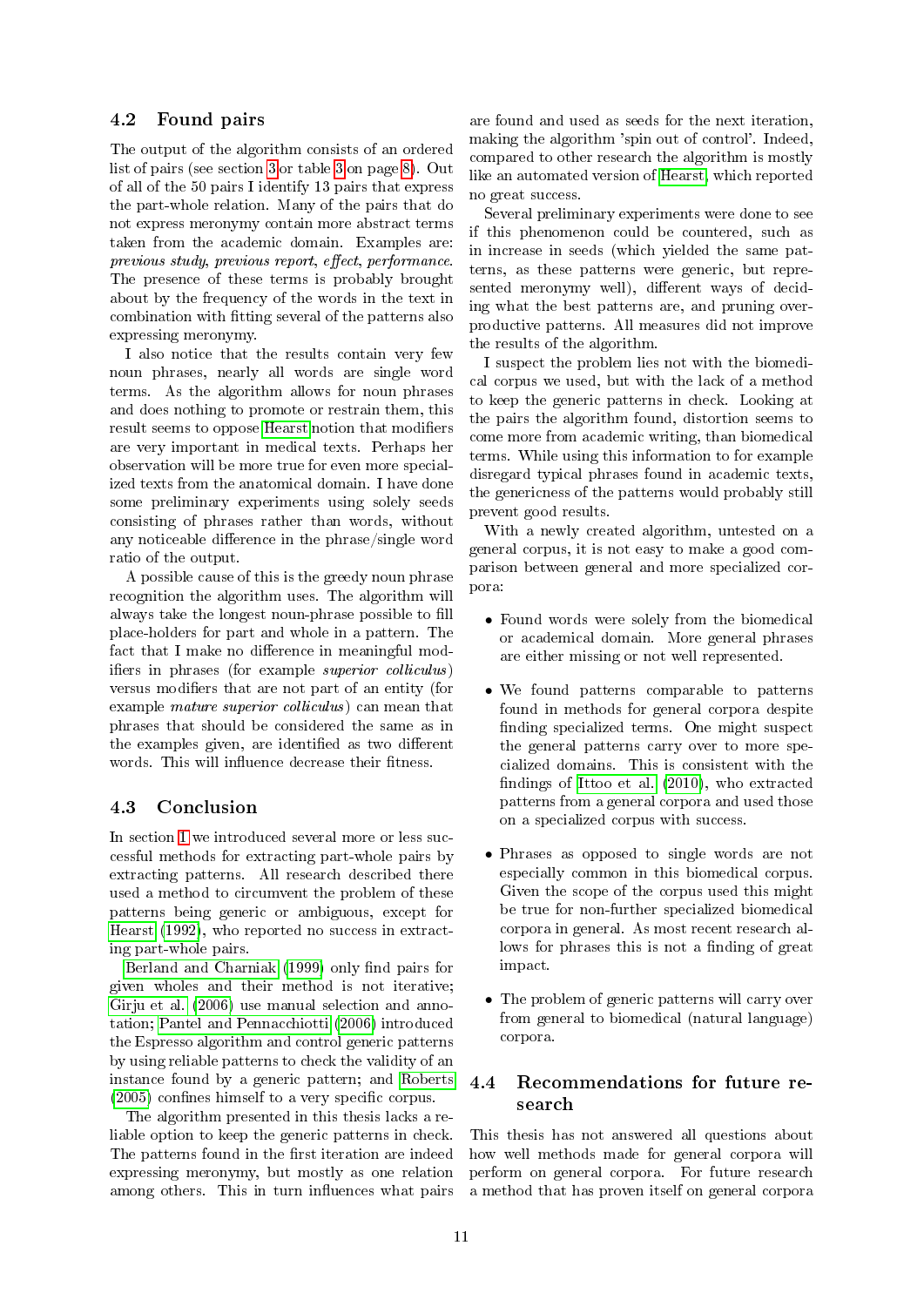## 4.2 Found pairs

The output of the algorithm consists of an ordered list of pairs (see section 3 or table 3 on page 8). Out of all of the 50 pairs I identify 13 pairs that express the part-whole relation. Many of the pairs that do not express meronymy contain more abstract terms taken from the academic domain. Examples are: *previous study, previous report, effect, performance.* The presence of these terms is probably brought about by the frequency of the words in the text in combination with fitting several of the patterns also expressing meronymy.

I also notice that the results contain very few noun phrases, nearly all words are single word terms. As the algorithm allows for noun phrases and does nothing to promote or restrain them, this result seems to oppose Hearst notion that modifiers are very important in medical texts. Perhaps her observation will be more true for even more specialized texts from the anatomical domain. I have done some preliminary experiments using solely seeds consisting of phrases rather than words, without any noticeable difference in the phrase/single word ratio of the output.

A possible cause of this is the greedy noun phrase recognition the algorithm uses. The algorithm will always take the longest noun-phrase possible to fill place-holders for part and whole in a pattern. The fact that I make no difference in meaningful modifiers in phrases (for example *superior colliculus*) versus modifiers that are not part of an entity (for example *mature superior colliculus*) can mean that phrases that should be considered the same as in the examples given, are identified as two different words. This will influence decrease their fitness.

## 4.3 Conclusion

In section 1 we introduced several more or less successful methods for extracting part-whole pairs by extracting patterns. All research described there used a method to circumvent the problem of these patterns being generic or ambiguous, except for Hearst (1992), who reported no success in extracting part-whole pairs.

Berland and Charniak (1999) only find pairs for given wholes and their method is not iterative; Girju et al. (2006) use manual selection and annotation; Pantel and Pennacchiotti (2006) introduced the Espresso algorithm and control generic patterns by using reliable patterns to check the validity of an instance found by a generic pattern; and Roberts (2005) confines himself to a very specific corpus.

The algorithm presented in this thesis lacks a reliable option to keep the generic patterns in check. The patterns found in the first iteration are indeed expressing meronymy, but mostly as one relation among others. This in turn influences what pairs are found and used as seeds for the next iteration, making the algorithm 'spin out of control'. Indeed, compared to other research the algorithm is mostly like an automated version of Hearst, which reported no great success.

Several preliminary experiments were done to see if this phenomenon could be countered, such as in increase in seeds (which yielded the same patterns, as these patterns were generic, but represented meronymy well), different ways of deciding what the best patterns are, and pruning overproductive patterns. All measures did not improve the results of the algorithm.

I suspect the problem lies not with the biomedical corpus we used, but with the lack of a method to keep the generic patterns in check. Looking at the pairs the algorithm found, distortion seems to come more from academic writing, than biomedical terms. While using this information to for example disregard typical phrases found in academic texts, the genericness of the patterns would probably still prevent good results.

With a newly created algorithm, untested on a general corpus, it is not easy to make a good comparison between general and more specialized corpora:

- Found words were solely from the biomedical or academical domain. More general phrases are either missing or not well represented.
- We found patterns comparable to patterns found in methods for general corpora despite finding specialized terms. One might suspect the general patterns carry over to more specialized domains. This is consistent with the findings of Ittoo et al. (2010), who extracted patterns from a general corpora and used those on a specialized corpus with success.
- Phrases as opposed to single words are not especially common in this biomedical corpus. Given the scope of the corpus used this might be true for non-further specialized biomedical corpora in general. As most recent research allows for phrases this is not a finding of great impact.
- The problem of generic patterns will carry over from general to biomedical (natural language) corpora.

## 4.4 Recommendations for future research

This thesis has not answered all questions about how well methods made for general corpora will perform on general corpora. For future research a method that has proven itself on general corpora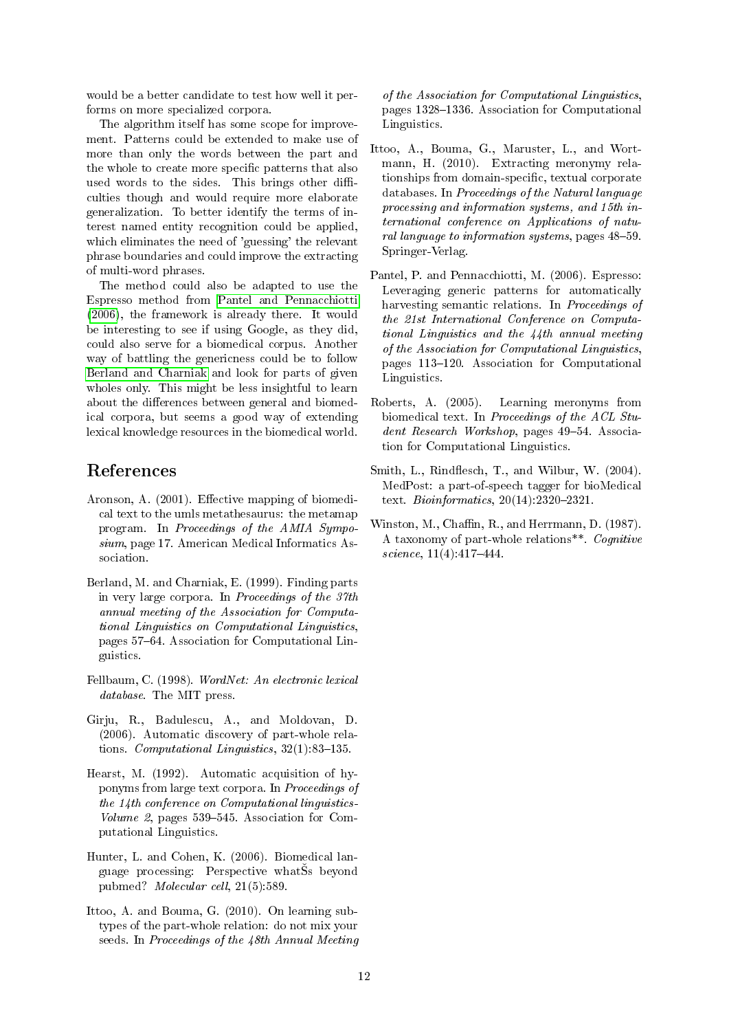would be a better candidate to test how well it performs on more specialized corpora.

The algorithm itself has some scope for improvement. Patterns could be extended to make use of more than only the words between the part and the whole to create more specific patterns that also used words to the sides. This brings other difficulties though and would require more elaborate generalization. To better identify the terms of interest named entity recognition could be applied, which eliminates the need of 'guessing' the relevant phrase boundaries and could improve the extracting of multi-word phrases.

The method could also be adapted to use the Espresso method from Pantel and Pennacchiotti (2006), the framework is already there. It would be interesting to see if using Google, as they did, could also serve for a biomedical corpus. Another way of battling the genericness could be to follow Berland and Charniak and look for parts of given wholes only. This might be less insightful to learn about the differences between general and biomedical corpora, but seems a good way of extending lexical knowledge resources in the biomedical world.

## References

Aronson, A. (2001). Effective mapping of biomedical text to the umls metathesaurus: the metamap program. In *Proceedings of the AMIA Symposium*, page 17. American Medical Informatics Association.

Berland, M. and Charniak, E. (1999). Finding parts in very large corpora. In *Proceedings of the 37th annual meeting of the Association for Computational Linguistics on Computational Linguistics*, pages 57–64. Association for Computational Linguistics.

Fellbaum, C. (1998). *WordNet: An electronic lexical database*. The MIT press.

Girju, R., Badulescu, A., and Moldovan, D. (2006). Automatic discovery of part-whole relations. *Computational Linguistics*, 32(1):83–135.

Hearst, M. (1992). Automatic acquisition of hyponyms from large text corpora. In *Proceedings of the 14th conference on Computational linguistics-Volume 2*, pages 539–545. Association for Computational Linguistics.

Hunter, L. and Cohen, K. (2006). Biomedical language processing: Perspective whatŠs beyond pubmed? *Molecular cell*, 21(5):589.

Ittoo, A. and Bouma, G. (2010). On learning subtypes of the part-whole relation: do not mix your seeds. In *Proceedings of the 48th Annual Meeting of the Association for Computational Linguistics*, pages 1328–1336. Association for Computational Linguistics.

Ittoo, A., Bouma, G., Maruster, L., and Wortmann, H. (2010). Extracting meronymy relationships from domain-specific, textual corporate databases. In *Proceedings of the Natural language processing and information systems, and 15th international conference on Applications of natural language to information systems*, pages 48–59. Springer-Verlag.

Pantel, P. and Pennacchiotti, M. (2006). Espresso: Leveraging generic patterns for automatically harvesting semantic relations. In *Proceedings of the 21st International Conference on Computational Linguistics and the 44th annual meeting of the Association for Computational Linguistics*, pages 113–120. Association for Computational Linguistics.

Roberts, A. (2005). Learning meronyms from biomedical text. In *Proceedings of the ACL Student Research Workshop*, pages 49–54. Association for Computational Linguistics.

Smith, L., Rindflesch, T., and Wilbur, W. (2004). MedPost: a part-of-speech tagger for bioMedical text. *Bioinformatics*, 20(14):2320–2321.

Winston, M., Chaffin, R., and Herrmann, D. (1987). A taxonomy of part-whole relations**. *Cognitive science*, 11(4):417–444.